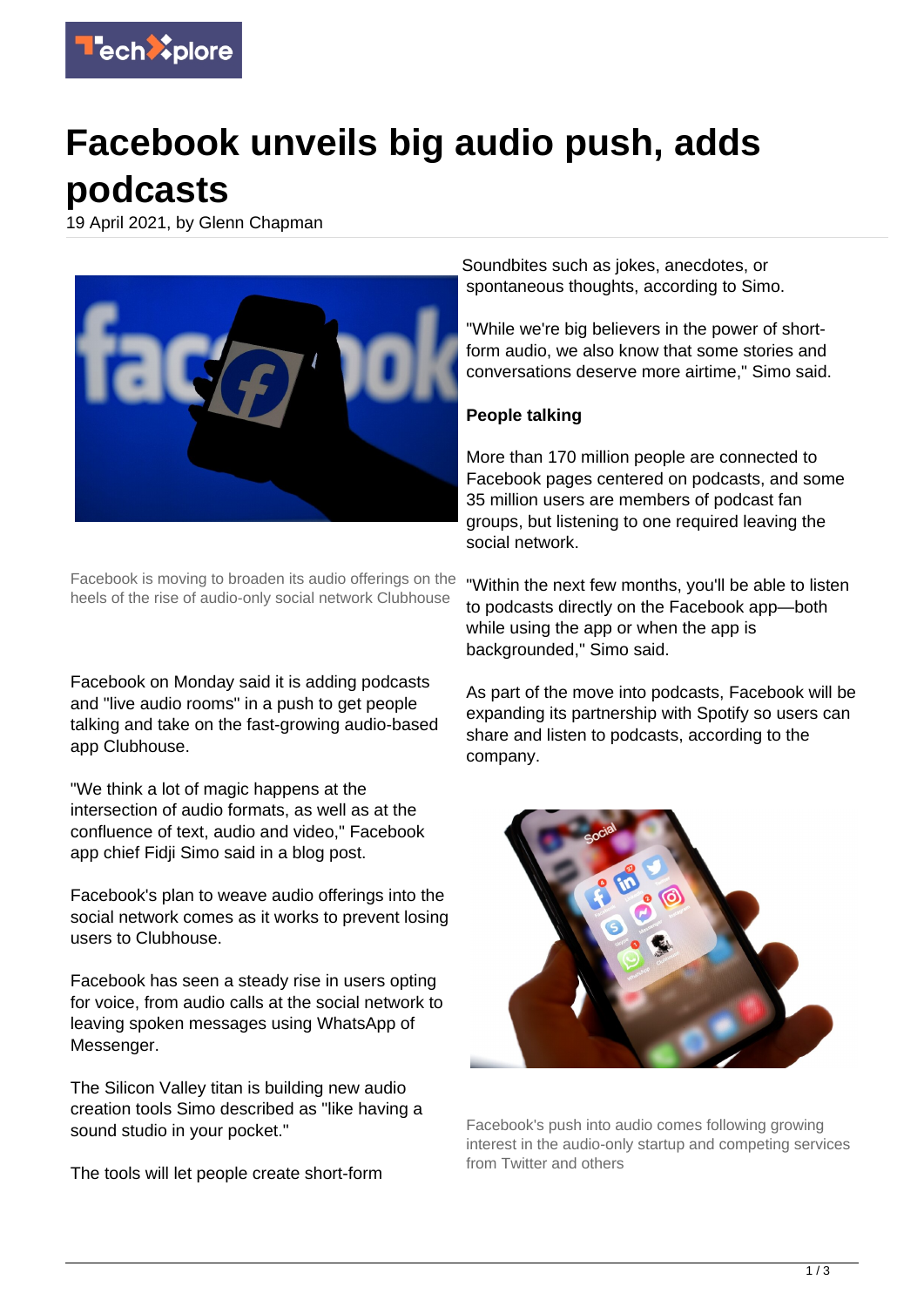# Facebook unveils big audio push, adds podcasts

19 April 2021, by Glenn Chapman

Facebook is moving to broaden its audio offerings on the heels of the rise of audio-only social network Clubhouse

Facebook on Monday said it is adding podcasts and "live audio rooms" in a push to get people talking and take on the fast-growing audio-based app Clubhouse.

"We think a lot of magic happens at the intersection of audio formats, as well as at the confluence of text, audio and video," Facebook app chief Fidji Simo said in a blog post.

Facebook's plan to weave audio offerings into the social network comes as it works to prevent losing users to Clubhouse.

Facebook has seen a steady rise in users opting for voice, from audio calls at the social network to leaving spoken messages using WhatsApp of Messenger.

The Silicon Valley titan is building new audio creation tools Simo described as "like having a sound studio in your pocket."

The tools will let people create short-form Soundbites such as jokes, anecdotes, or spontaneous thoughts, according to Simo.

"While we're big believers in the power of short-form audio, we also know that some stories and conversations deserve more airtime," Simo said.

**People talking**

More than 170 million people are connected to Facebook pages centered on podcasts, and some 35 million users are members of podcast fan groups, but listening to one required leaving the social network.

"Within the next few months, you'll be able to listen to podcasts directly on the Facebook app—both while using the app or when the app is backgrounded," Simo said.

As part of the move into podcasts, Facebook will be expanding its partnership with Spotify so users can share and listen to podcasts, according to the company.

Facebook's push into audio comes following growing interest in the audio-only startup and competing services from Twitter and others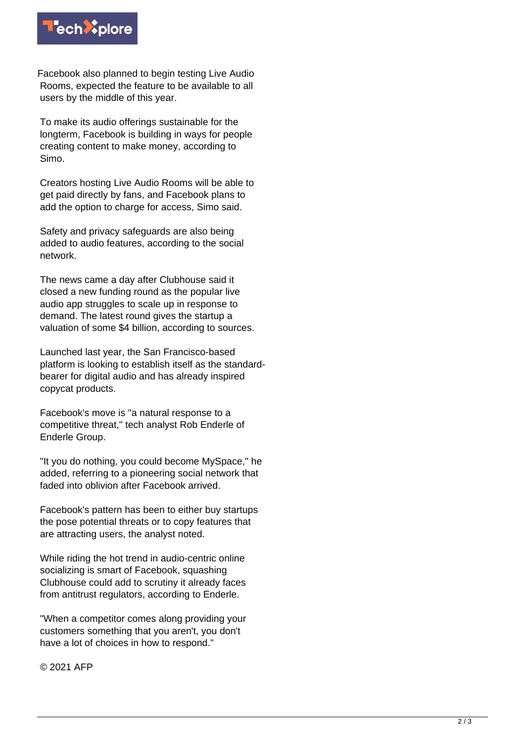Facebook also planned to begin testing Live Audio Rooms, expected the feature to be available to all users by the middle of this year.

To make its audio offerings sustainable for the longterm, Facebook is building in ways for people creating content to make money, according to Simo.

Creators hosting Live Audio Rooms will be able to get paid directly by fans, and Facebook plans to add the option to charge for access, Simo said.

Safety and privacy safeguards are also being added to audio features, according to the social network.

The news came a day after Clubhouse said it closed a new funding round as the popular live audio app struggles to scale up in response to demand. The latest round gives the startup a valuation of some $4 billion, according to sources.

Launched last year, the San Francisco-based platform is looking to establish itself as the standard-bearer for digital audio and has already inspired copycat products.

Facebook's move is "a natural response to a competitive threat," tech analyst Rob Enderle of Enderle Group.

"It you do nothing, you could become MySpace," he added, referring to a pioneering social network that faded into oblivion after Facebook arrived.

Facebook's pattern has been to either buy startups the pose potential threats or to copy features that are attracting users, the analyst noted.

While riding the hot trend in audio-centric online socializing is smart of Facebook, squashing Clubhouse could add to scrutiny it already faces from antitrust regulators, according to Enderle.

"When a competitor comes along providing your customers something that you aren't, you don't have a lot of choices in how to respond."

© 2021 AFP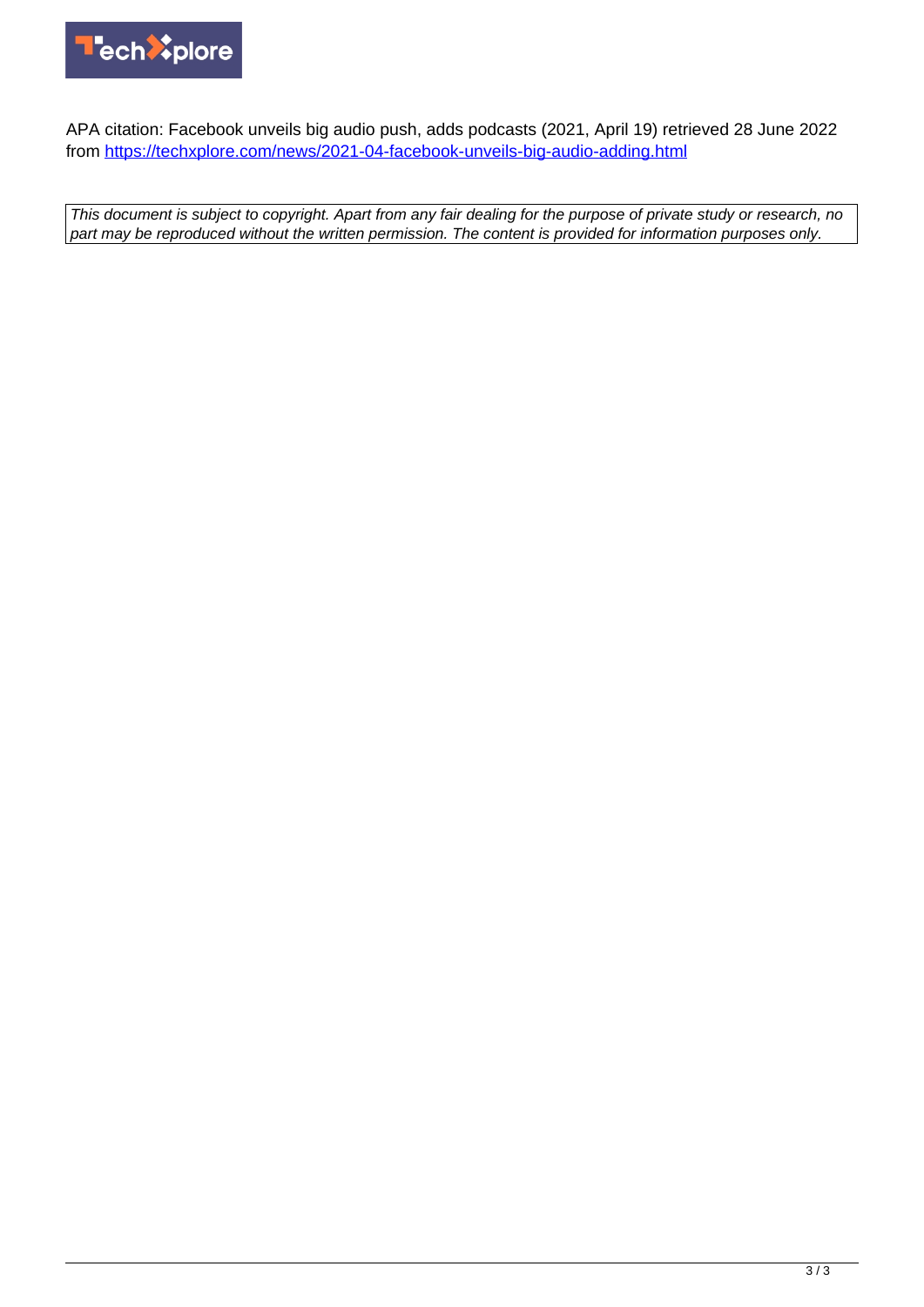APA citation: Facebook unveils big audio push, adds podcasts (2021, April 19) retrieved 28 June 2022 from https://techxplore.com/news/2021-04-facebook-unveils-big-audio-adding.html

*This document is subject to copyright. Apart from any fair dealing for the purpose of private study or research, no part may be reproduced without the written permission. The content is provided for information purposes only.*